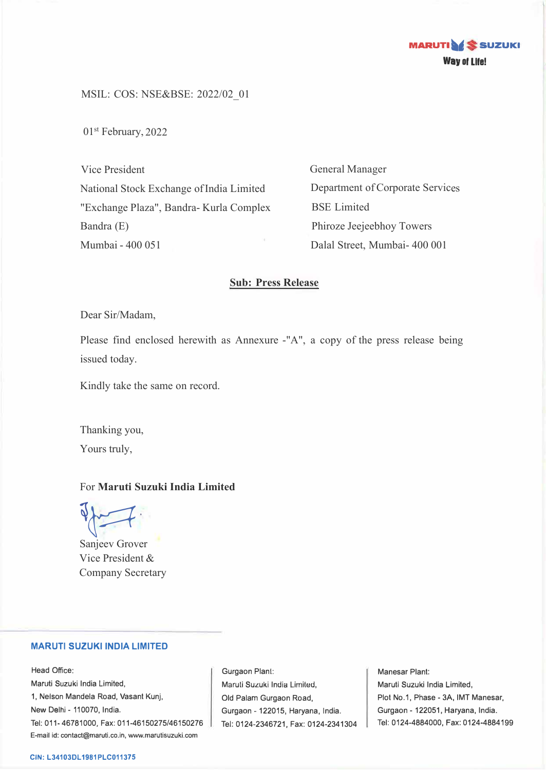MARUTI SUZUKI
**Way of Life!**

MSIL: COS: NSE&BSE: 2022/02_01

01st February, 2022

Vice President
National Stock Exchange of India Limited
"Exchange Plaza", Bandra- Kurla Complex
Bandra (E)
Mumbai - 400 051

General Manager
Department of Corporate Services
BSE Limited
Phiroze Jeejeebhoy Towers
Dalal Street, Mumbai- 400 001

**Sub: Press Release**

Dear Sir/Madam,

Please find enclosed herewith as Annexure -"A", a copy of the press release being issued today.

Kindly take the same on record.

Thanking you,
Yours truly,

For **Maruti Suzuki India Limited**

Sanjeev Grover
Vice President &
Company Secretary

**MARUTI SUZUKI INDIA LIMITED**

Head Office:
Maruti Suzuki India Limited,
1, Nelson Mandela Road, Vasant Kunj,
New Delhi - 110070, India.
Tel: 011- 46781000, Fax: 011-46150275/46150276
E-mail id: contact@maruti.co.in, www.marutisuzuki.com

Gurgaon Plant:
Maruti Suzuki India Limited,
Old Palam Gurgaon Road,
Gurgaon - 122015, Haryana, India.
Tel: 0124-2346721, Fax: 0124-2341304

Manesar Plant:
Maruti Suzuki India Limited,
Plot No.1, Phase - 3A, IMT Manesar,
Gurgaon - 122051, Haryana, India.
Tel: 0124-4884000, Fax: 0124-4884199

CIN: L34103DL1981PLC011375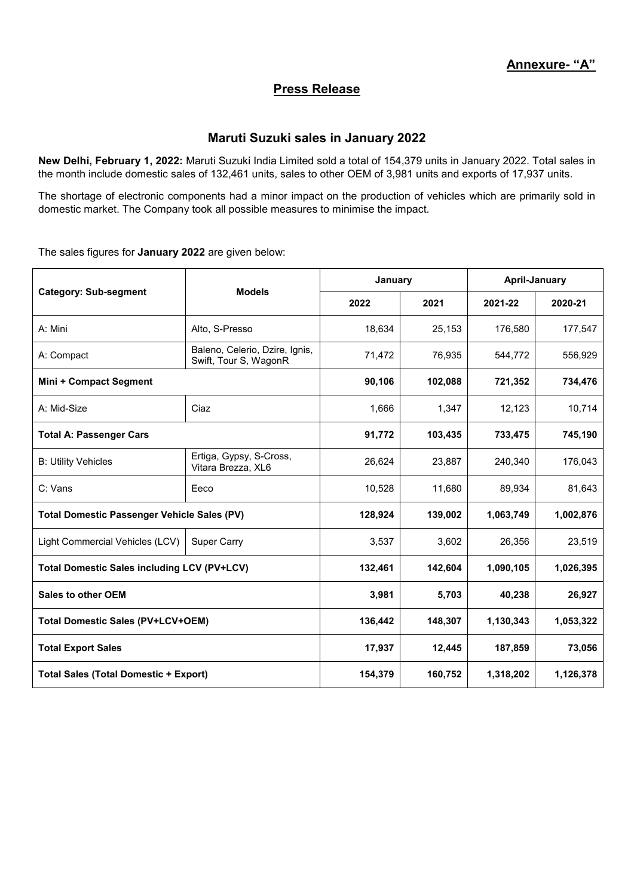**Annexure- "A"**

## Press Release

### Maruti Suzuki sales in January 2022

**New Delhi, February 1, 2022:** Maruti Suzuki India Limited sold a total of 154,379 units in January 2022. Total sales in the month include domestic sales of 132,461 units, sales to other OEM of 3,981 units and exports of 17,937 units.

The shortage of electronic components had a minor impact on the production of vehicles which are primarily sold in domestic market. The Company took all possible measures to minimise the impact.

The sales figures for **January 2022** are given below:

| Category: Sub-segment | Models | January | | April-January | |
|---|---|---|---|---|---|
| | | 2022 | 2021 | 2021-22 | 2020-21 |
| A: Mini | Alto, S-Presso | 18,634 | 25,153 | 176,580 | 177,547 |
| A: Compact | Baleno, Celerio, Dzire, Ignis, Swift, Tour S, WagonR | 71,472 | 76,935 | 544,772 | 556,929 |
| **Mini + Compact Segment** | | **90,106** | **102,088** | **721,352** | **734,476** |
| A: Mid-Size | Ciaz | 1,666 | 1,347 | 12,123 | 10,714 |
| **Total A: Passenger Cars** | | **91,772** | **103,435** | **733,475** | **745,190** |
| B: Utility Vehicles | Ertiga, Gypsy, S-Cross, Vitara Brezza, XL6 | 26,624 | 23,887 | 240,340 | 176,043 |
| C: Vans | Eeco | 10,528 | 11,680 | 89,934 | 81,643 |
| **Total Domestic Passenger Vehicle Sales (PV)** | | **128,924** | **139,002** | **1,063,749** | **1,002,876** |
| Light Commercial Vehicles (LCV) | Super Carry | 3,537 | 3,602 | 26,356 | 23,519 |
| **Total Domestic Sales including LCV (PV+LCV)** | | **132,461** | **142,604** | **1,090,105** | **1,026,395** |
| **Sales to other OEM** | | **3,981** | **5,703** | **40,238** | **26,927** |
| **Total Domestic Sales (PV+LCV+OEM)** | | **136,442** | **148,307** | **1,130,343** | **1,053,322** |
| **Total Export Sales** | | **17,937** | **12,445** | **187,859** | **73,056** |
| **Total Sales (Total Domestic + Export)** | | **154,379** | **160,752** | **1,318,202** | **1,126,378** |